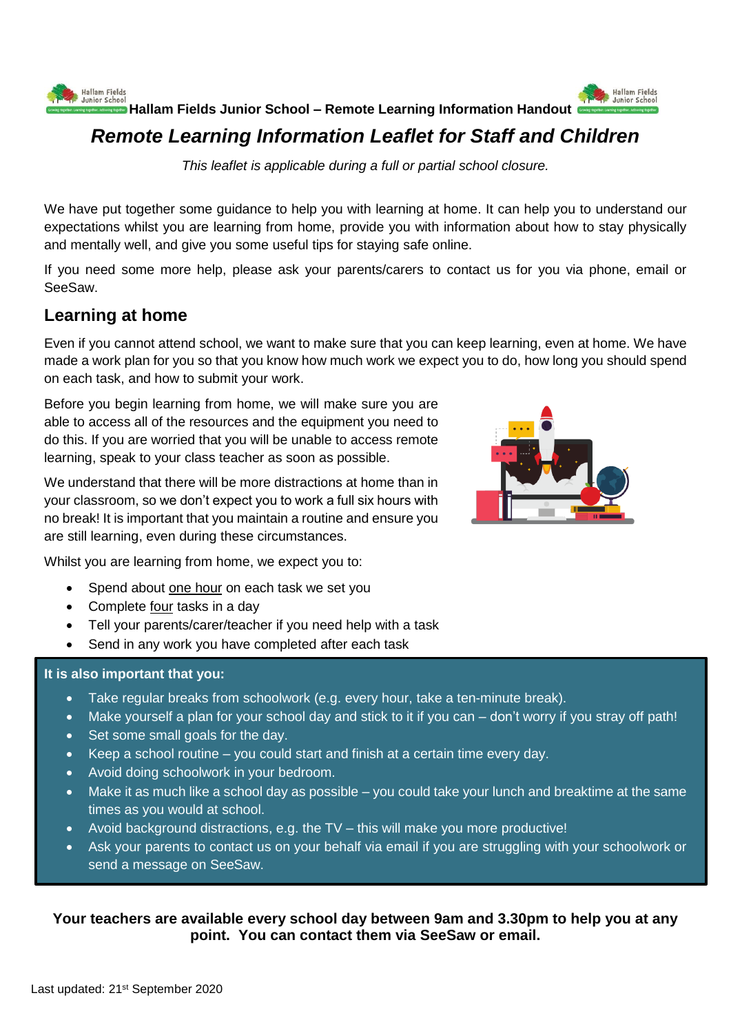**Hallam Fields Junior School – Remote Learning Information Handout**

# *Remote Learning Information Leaflet for Staff and Children*

*This leaflet is applicable during a full or partial school closure.*

We have put together some guidance to help you with learning at home. It can help you to understand our expectations whilst you are learning from home, provide you with information about how to stay physically and mentally well, and give you some useful tips for staying safe online.

If you need some more help, please ask your parents/carers to contact us for you via phone, email or SeeSaw.

## Learning at home

Even if you cannot attend school, we want to make sure that you can keep learning, even at home. We have made a work plan for you so that you know how much work we expect you to do, how long you should spend on each task, and how to submit your work.

Before you begin learning from home, we will make sure you are able to access all of the resources and the equipment you need to do this. If you are worried that you will be unable to access remote learning, speak to your class teacher as soon as possible.

We understand that there will be more distractions at home than in your classroom, so we don't expect you to work a full six hours with no break! It is important that you maintain a routine and ensure you are still learning, even during these circumstances.

Whilst you are learning from home, we expect you to:

- Spend about one hour on each task we set you
- Complete four tasks in a day
- Tell your parents/carer/teacher if you need help with a task
- Send in any work you have completed after each task

**It is also important that you:**

- Take regular breaks from schoolwork (e.g. every hour, take a ten-minute break).
- Make yourself a plan for your school day and stick to it if you can – don't worry if you stray off path!
- Set some small goals for the day.
- Keep a school routine – you could start and finish at a certain time every day.
- Avoid doing schoolwork in your bedroom.
- Make it as much like a school day as possible – you could take your lunch and breaktime at the same times as you would at school.
- Avoid background distractions, e.g. the TV – this will make you more productive!
- Ask your parents to contact us on your behalf via email if you are struggling with your schoolwork or send a message on SeeSaw.

**Your teachers are available every school day between 9am and 3.30pm to help you at any point. You can contact them via SeeSaw or email.**

Last updated: 21st September 2020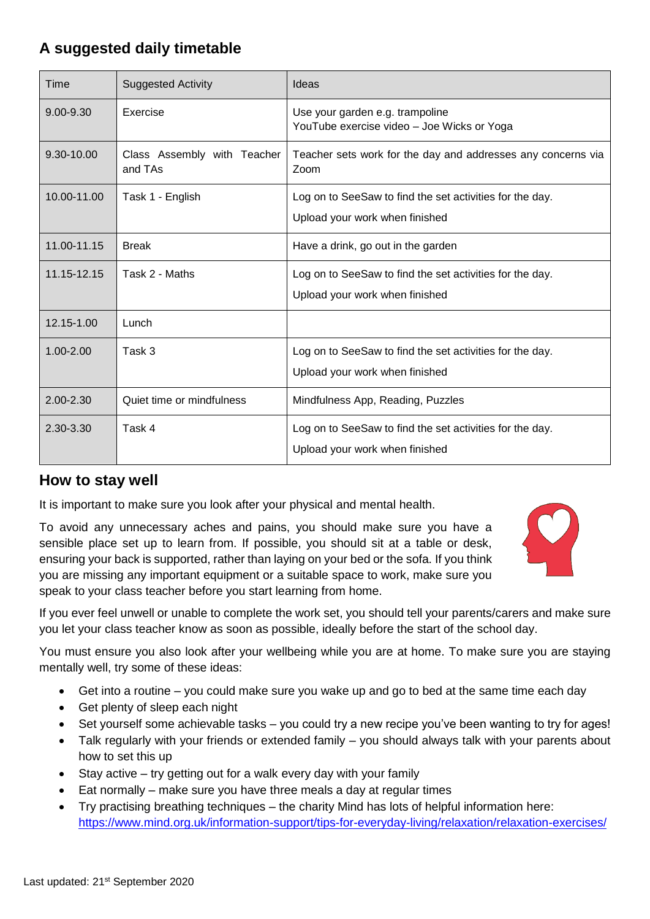## A suggested daily timetable

| Time | Suggested Activity | Ideas |
|---|---|---|
| 9.00-9.30 | Exercise | Use your garden e.g. trampoline<br>YouTube exercise video – Joe Wicks or Yoga |
| 9.30-10.00 | Class Assembly with Teacher and TAs | Teacher sets work for the day and addresses any concerns via Zoom |
| 10.00-11.00 | Task 1 - English | Log on to SeeSaw to find the set activities for the day.<br>Upload your work when finished |
| 11.00-11.15 | Break | Have a drink, go out in the garden |
| 11.15-12.15 | Task 2 - Maths | Log on to SeeSaw to find the set activities for the day.<br>Upload your work when finished |
| 12.15-1.00 | Lunch | |
| 1.00-2.00 | Task 3 | Log on to SeeSaw to find the set activities for the day.<br>Upload your work when finished |
| 2.00-2.30 | Quiet time or mindfulness | Mindfulness App, Reading, Puzzles |
| 2.30-3.30 | Task 4 | Log on to SeeSaw to find the set activities for the day.<br>Upload your work when finished |

## How to stay well

It is important to make sure you look after your physical and mental health.

To avoid any unnecessary aches and pains, you should make sure you have a sensible place set up to learn from. If possible, you should sit at a table or desk, ensuring your back is supported, rather than laying on your bed or the sofa. If you think you are missing any important equipment or a suitable space to work, make sure you speak to your class teacher before you start learning from home.

If you ever feel unwell or unable to complete the work set, you should tell your parents/carers and make sure you let your class teacher know as soon as possible, ideally before the start of the school day.

You must ensure you also look after your wellbeing while you are at home. To make sure you are staying mentally well, try some of these ideas:

- Get into a routine – you could make sure you wake up and go to bed at the same time each day
- Get plenty of sleep each night
- Set yourself some achievable tasks – you could try a new recipe you've been wanting to try for ages!
- Talk regularly with your friends or extended family – you should always talk with your parents about how to set this up
- Stay active – try getting out for a walk every day with your family
- Eat normally – make sure you have three meals a day at regular times
- Try practising breathing techniques – the charity Mind has lots of helpful information here: https://www.mind.org.uk/information-support/tips-for-everyday-living/relaxation/relaxation-exercises/

Last updated: 21st September 2020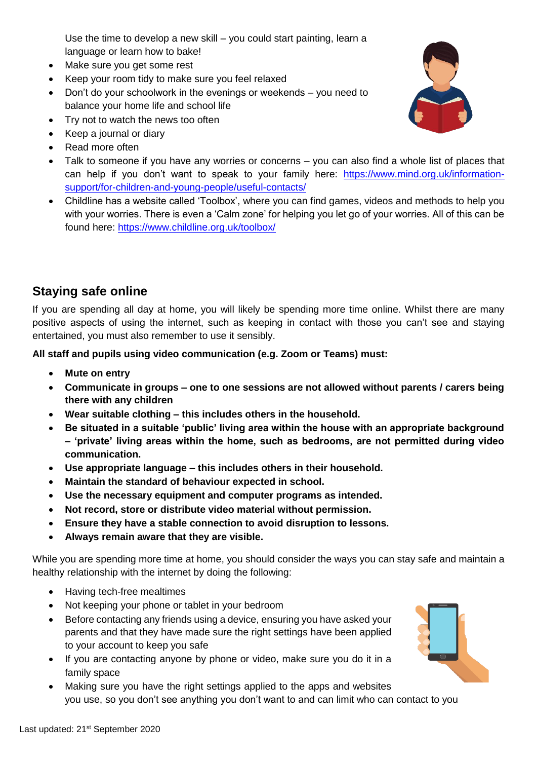Use the time to develop a new skill – you could start painting, learn a language or learn how to bake!

- Make sure you get some rest
- Keep your room tidy to make sure you feel relaxed
- Don't do your schoolwork in the evenings or weekends – you need to balance your home life and school life
- Try not to watch the news too often
- Keep a journal or diary
- Read more often
- Talk to someone if you have any worries or concerns – you can also find a whole list of places that can help if you don't want to speak to your family here: https://www.mind.org.uk/information-support/for-children-and-young-people/useful-contacts/
- Childline has a website called 'Toolbox', where you can find games, videos and methods to help you with your worries. There is even a 'Calm zone' for helping you let go of your worries. All of this can be found here: https://www.childline.org.uk/toolbox/

## Staying safe online

If you are spending all day at home, you will likely be spending more time online. Whilst there are many positive aspects of using the internet, such as keeping in contact with those you can't see and staying entertained, you must also remember to use it sensibly.

**All staff and pupils using video communication (e.g. Zoom or Teams) must:**

- **Mute on entry**
- **Communicate in groups – one to one sessions are not allowed without parents / carers being there with any children**
- **Wear suitable clothing – this includes others in the household.**
- **Be situated in a suitable 'public' living area within the house with an appropriate background – 'private' living areas within the home, such as bedrooms, are not permitted during video communication.**
- **Use appropriate language – this includes others in their household.**
- **Maintain the standard of behaviour expected in school.**
- **Use the necessary equipment and computer programs as intended.**
- **Not record, store or distribute video material without permission.**
- **Ensure they have a stable connection to avoid disruption to lessons.**
- **Always remain aware that they are visible.**

While you are spending more time at home, you should consider the ways you can stay safe and maintain a healthy relationship with the internet by doing the following:

- Having tech-free mealtimes
- Not keeping your phone or tablet in your bedroom
- Before contacting any friends using a device, ensuring you have asked your parents and that they have made sure the right settings have been applied to your account to keep you safe
- If you are contacting anyone by phone or video, make sure you do it in a family space
- Making sure you have the right settings applied to the apps and websites you use, so you don't see anything you don't want to and can limit who can contact you

Last updated: 21st September 2020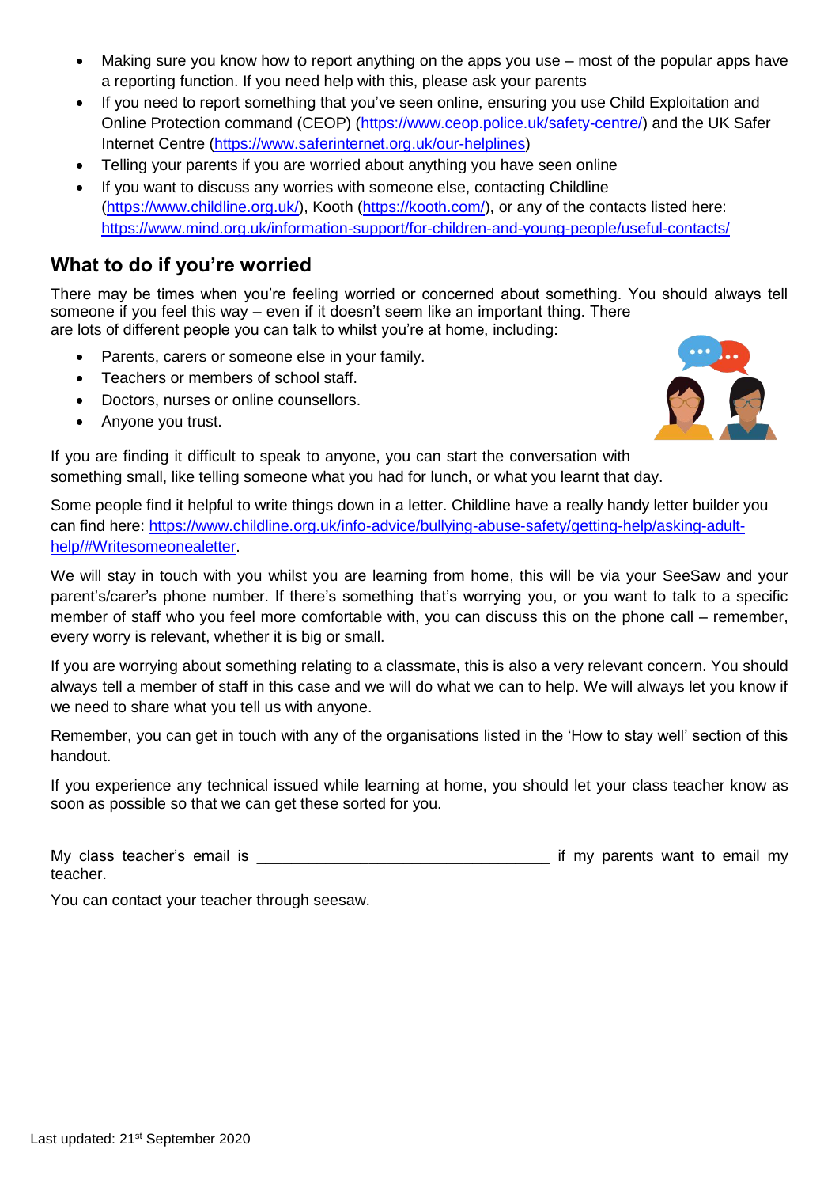- Making sure you know how to report anything on the apps you use – most of the popular apps have a reporting function. If you need help with this, please ask your parents
- If you need to report something that you've seen online, ensuring you use Child Exploitation and Online Protection command (CEOP) (https://www.ceop.police.uk/safety-centre/) and the UK Safer Internet Centre (https://www.saferinternet.org.uk/our-helplines)
- Telling your parents if you are worried about anything you have seen online
- If you want to discuss any worries with someone else, contacting Childline (https://www.childline.org.uk/), Kooth (https://kooth.com/), or any of the contacts listed here: https://www.mind.org.uk/information-support/for-children-and-young-people/useful-contacts/

## What to do if you're worried

There may be times when you're feeling worried or concerned about something. You should always tell someone if you feel this way – even if it doesn't seem like an important thing. There are lots of different people you can talk to whilst you're at home, including:

- Parents, carers or someone else in your family.
- Teachers or members of school staff.
- Doctors, nurses or online counsellors.
- Anyone you trust.

If you are finding it difficult to speak to anyone, you can start the conversation with something small, like telling someone what you had for lunch, or what you learnt that day.

Some people find it helpful to write things down in a letter. Childline have a really handy letter builder you can find here: https://www.childline.org.uk/info-advice/bullying-abuse-safety/getting-help/asking-adult-help/#Writesomeonealetter.

We will stay in touch with you whilst you are learning from home, this will be via your SeeSaw and your parent's/carer's phone number. If there's something that's worrying you, or you want to talk to a specific member of staff who you feel more comfortable with, you can discuss this on the phone call – remember, every worry is relevant, whether it is big or small.

If you are worrying about something relating to a classmate, this is also a very relevant concern. You should always tell a member of staff in this case and we will do what we can to help. We will always let you know if we need to share what you tell us with anyone.

Remember, you can get in touch with any of the organisations listed in the 'How to stay well' section of this handout.

If you experience any technical issued while learning at home, you should let your class teacher know as soon as possible so that we can get these sorted for you.

My class teacher's email is __________________________________ if my parents want to email my teacher.

You can contact your teacher through seesaw.

Last updated: 21st September 2020